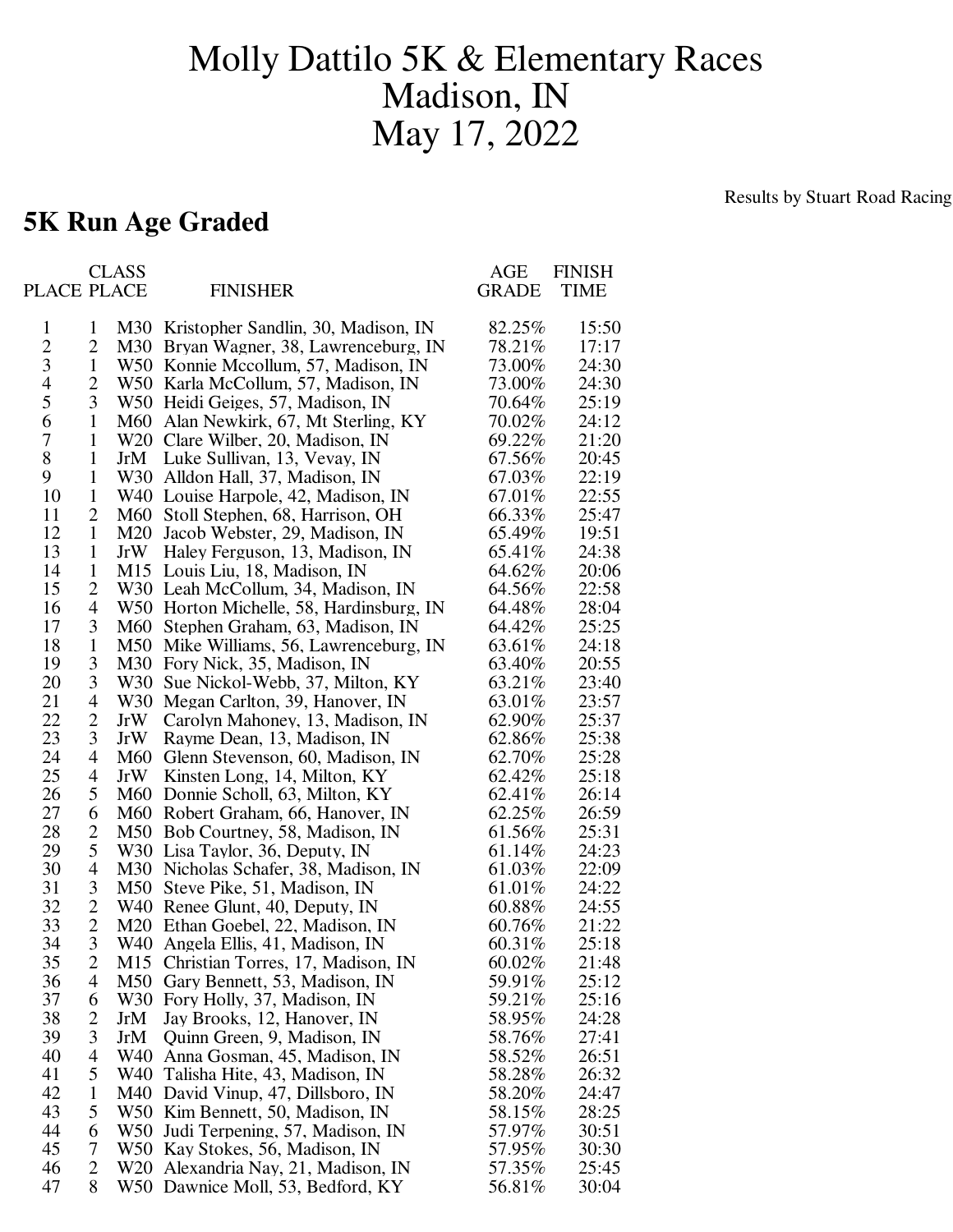# Molly Dattilo 5K & Elementary Races
# Madison, IN
# May 17, 2022

Results by Stuart Road Racing

## 5K Run Age Graded

| PLACE | CLASS PLACE | | FINISHER | AGE GRADE | FINISH TIME |
|---|---|---|---|---|---|
| 1 | 1 | M30 | Kristopher Sandlin, 30, Madison, IN | 82.25% | 15:50 |
| 2 | 2 | M30 | Bryan Wagner, 38, Lawrenceburg, IN | 78.21% | 17:17 |
| 3 | 1 | W50 | Konnie Mccollum, 57, Madison, IN | 73.00% | 24:30 |
| 4 | 2 | W50 | Karla McCollum, 57, Madison, IN | 73.00% | 24:30 |
| 5 | 3 | W50 | Heidi Geiges, 57, Madison, IN | 70.64% | 25:19 |
| 6 | 1 | M60 | Alan Newkirk, 67, Mt Sterling, KY | 70.02% | 24:12 |
| 7 | 1 | W20 | Clare Wilber, 20, Madison, IN | 69.22% | 21:20 |
| 8 | 1 | JrM | Luke Sullivan, 13, Vevay, IN | 67.56% | 20:45 |
| 9 | 1 | W30 | Alldon Hall, 37, Madison, IN | 67.03% | 22:19 |
| 10 | 1 | W40 | Louise Harpole, 42, Madison, IN | 67.01% | 22:55 |
| 11 | 2 | M60 | Stoll Stephen, 68, Harrison, OH | 66.33% | 25:47 |
| 12 | 1 | M20 | Jacob Webster, 29, Madison, IN | 65.49% | 19:51 |
| 13 | 1 | JrW | Haley Ferguson, 13, Madison, IN | 65.41% | 24:38 |
| 14 | 1 | M15 | Louis Liu, 18, Madison, IN | 64.62% | 20:06 |
| 15 | 2 | W30 | Leah McCollum, 34, Madison, IN | 64.56% | 22:58 |
| 16 | 4 | W50 | Horton Michelle, 58, Hardinsburg, IN | 64.48% | 28:04 |
| 17 | 3 | M60 | Stephen Graham, 63, Madison, IN | 64.42% | 25:25 |
| 18 | 1 | M50 | Mike Williams, 56, Lawrenceburg, IN | 63.61% | 24:18 |
| 19 | 3 | M30 | Fory Nick, 35, Madison, IN | 63.40% | 20:55 |
| 20 | 3 | W30 | Sue Nickol-Webb, 37, Milton, KY | 63.21% | 23:40 |
| 21 | 4 | W30 | Megan Carlton, 39, Hanover, IN | 63.01% | 23:57 |
| 22 | 2 | JrW | Carolyn Mahoney, 13, Madison, IN | 62.90% | 25:37 |
| 23 | 3 | JrW | Rayme Dean, 13, Madison, IN | 62.86% | 25:38 |
| 24 | 4 | M60 | Glenn Stevenson, 60, Madison, IN | 62.70% | 25:28 |
| 25 | 4 | JrW | Kinsten Long, 14, Milton, KY | 62.42% | 25:18 |
| 26 | 5 | M60 | Donnie Scholl, 63, Milton, KY | 62.41% | 26:14 |
| 27 | 6 | M60 | Robert Graham, 66, Hanover, IN | 62.25% | 26:59 |
| 28 | 2 | M50 | Bob Courtney, 58, Madison, IN | 61.56% | 25:31 |
| 29 | 5 | W30 | Lisa Taylor, 36, Deputy, IN | 61.14% | 24:23 |
| 30 | 4 | M30 | Nicholas Schafer, 38, Madison, IN | 61.03% | 22:09 |
| 31 | 3 | M50 | Steve Pike, 51, Madison, IN | 61.01% | 24:22 |
| 32 | 2 | W40 | Renee Glunt, 40, Deputy, IN | 60.88% | 24:55 |
| 33 | 2 | M20 | Ethan Goebel, 22, Madison, IN | 60.76% | 21:22 |
| 34 | 3 | W40 | Angela Ellis, 41, Madison, IN | 60.31% | 25:18 |
| 35 | 2 | M15 | Christian Torres, 17, Madison, IN | 60.02% | 21:48 |
| 36 | 4 | M50 | Gary Bennett, 53, Madison, IN | 59.91% | 25:12 |
| 37 | 6 | W30 | Fory Holly, 37, Madison, IN | 59.21% | 25:16 |
| 38 | 2 | JrM | Jay Brooks, 12, Hanover, IN | 58.95% | 24:28 |
| 39 | 3 | JrM | Quinn Green, 9, Madison, IN | 58.76% | 27:41 |
| 40 | 4 | W40 | Anna Gosman, 45, Madison, IN | 58.52% | 26:51 |
| 41 | 5 | W40 | Talisha Hite, 43, Madison, IN | 58.28% | 26:32 |
| 42 | 1 | M40 | David Vinup, 47, Dillsboro, IN | 58.20% | 24:47 |
| 43 | 5 | W50 | Kim Bennett, 50, Madison, IN | 58.15% | 28:25 |
| 44 | 6 | W50 | Judi Terpening, 57, Madison, IN | 57.97% | 30:51 |
| 45 | 7 | W50 | Kay Stokes, 56, Madison, IN | 57.95% | 30:30 |
| 46 | 2 | W20 | Alexandria Nay, 21, Madison, IN | 57.35% | 25:45 |
| 47 | 8 | W50 | Dawnice Moll, 53, Bedford, KY | 56.81% | 30:04 |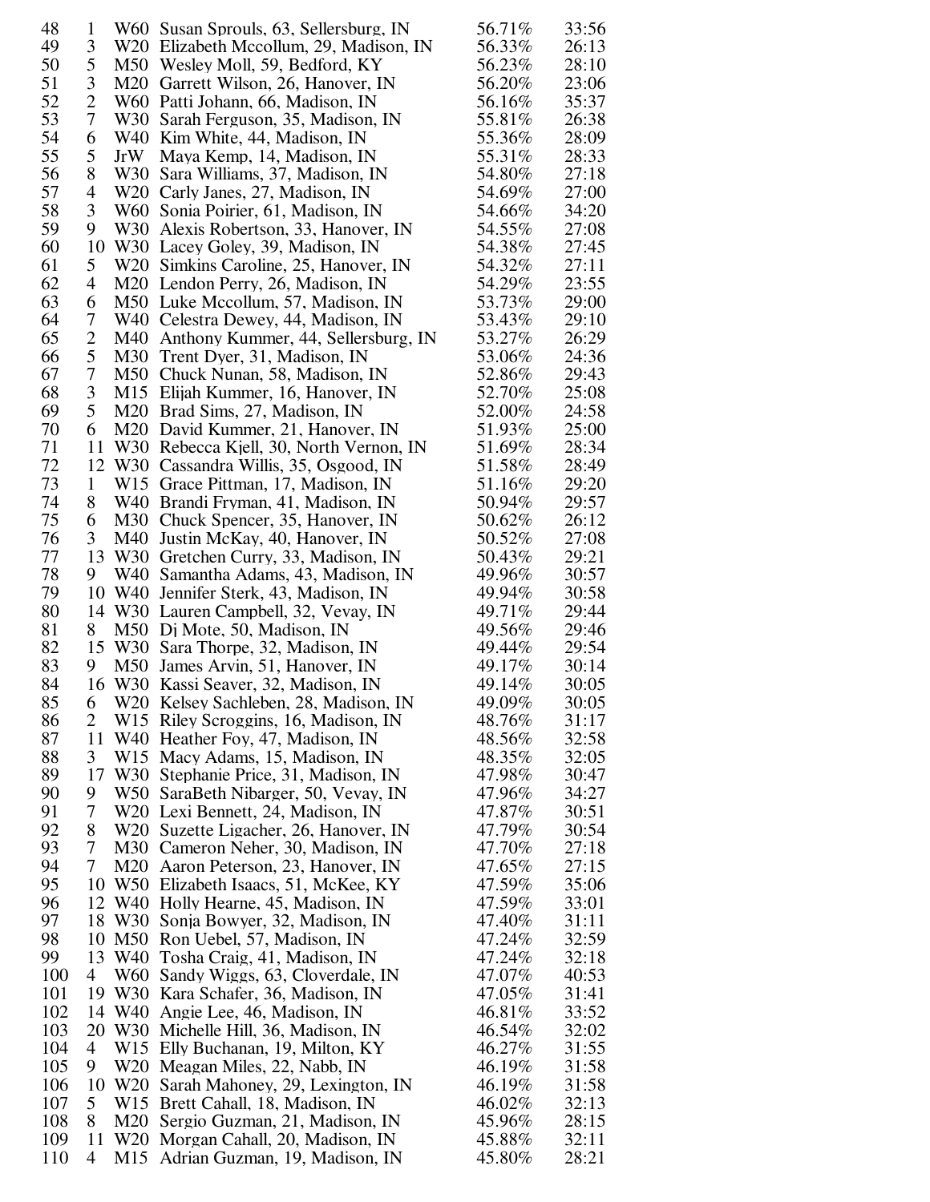| | | | | | |
|---|---|---|---|---|---|
| 48 | 1 | W60 | Susan Sprouls, 63, Sellersburg, IN | 56.71% | 33:56 |
| 49 | 3 | W20 | Elizabeth Mccollum, 29, Madison, IN | 56.33% | 26:13 |
| 50 | 5 | M50 | Wesley Moll, 59, Bedford, KY | 56.23% | 28:10 |
| 51 | 3 | M20 | Garrett Wilson, 26, Hanover, IN | 56.20% | 23:06 |
| 52 | 2 | W60 | Patti Johann, 66, Madison, IN | 56.16% | 35:37 |
| 53 | 7 | W30 | Sarah Ferguson, 35, Madison, IN | 55.81% | 26:38 |
| 54 | 6 | W40 | Kim White, 44, Madison, IN | 55.36% | 28:09 |
| 55 | 5 | JrW | Maya Kemp, 14, Madison, IN | 55.31% | 28:33 |
| 56 | 8 | W30 | Sara Williams, 37, Madison, IN | 54.80% | 27:18 |
| 57 | 4 | W20 | Carly Janes, 27, Madison, IN | 54.69% | 27:00 |
| 58 | 3 | W60 | Sonia Poirier, 61, Madison, IN | 54.66% | 34:20 |
| 59 | 9 | W30 | Alexis Robertson, 33, Hanover, IN | 54.55% | 27:08 |
| 60 | 10 | W30 | Lacey Goley, 39, Madison, IN | 54.38% | 27:45 |
| 61 | 5 | W20 | Simkins Caroline, 25, Hanover, IN | 54.32% | 27:11 |
| 62 | 4 | M20 | Lendon Perry, 26, Madison, IN | 54.29% | 23:55 |
| 63 | 6 | M50 | Luke Mccollum, 57, Madison, IN | 53.73% | 29:00 |
| 64 | 7 | W40 | Celestra Dewey, 44, Madison, IN | 53.43% | 29:10 |
| 65 | 2 | M40 | Anthony Kummer, 44, Sellersburg, IN | 53.27% | 26:29 |
| 66 | 5 | M30 | Trent Dyer, 31, Madison, IN | 53.06% | 24:36 |
| 67 | 7 | M50 | Chuck Nunan, 58, Madison, IN | 52.86% | 29:43 |
| 68 | 3 | M15 | Elijah Kummer, 16, Hanover, IN | 52.70% | 25:08 |
| 69 | 5 | M20 | Brad Sims, 27, Madison, IN | 52.00% | 24:58 |
| 70 | 6 | M20 | David Kummer, 21, Hanover, IN | 51.93% | 25:00 |
| 71 | 11 | W30 | Rebecca Kjell, 30, North Vernon, IN | 51.69% | 28:34 |
| 72 | 12 | W30 | Cassandra Willis, 35, Osgood, IN | 51.58% | 28:49 |
| 73 | 1 | W15 | Grace Pittman, 17, Madison, IN | 51.16% | 29:20 |
| 74 | 8 | W40 | Brandi Fryman, 41, Madison, IN | 50.94% | 29:57 |
| 75 | 6 | M30 | Chuck Spencer, 35, Hanover, IN | 50.62% | 26:12 |
| 76 | 3 | M40 | Justin McKay, 40, Hanover, IN | 50.52% | 27:08 |
| 77 | 13 | W30 | Gretchen Curry, 33, Madison, IN | 50.43% | 29:21 |
| 78 | 9 | W40 | Samantha Adams, 43, Madison, IN | 49.96% | 30:57 |
| 79 | 10 | W40 | Jennifer Sterk, 43, Madison, IN | 49.94% | 30:58 |
| 80 | 14 | W30 | Lauren Campbell, 32, Vevay, IN | 49.71% | 29:44 |
| 81 | 8 | M50 | Dj Mote, 50, Madison, IN | 49.56% | 29:46 |
| 82 | 15 | W30 | Sara Thorpe, 32, Madison, IN | 49.44% | 29:54 |
| 83 | 9 | M50 | James Arvin, 51, Hanover, IN | 49.17% | 30:14 |
| 84 | 16 | W30 | Kassi Seaver, 32, Madison, IN | 49.14% | 30:05 |
| 85 | 6 | W20 | Kelsey Sachleben, 28, Madison, IN | 49.09% | 30:05 |
| 86 | 2 | W15 | Riley Scroggins, 16, Madison, IN | 48.76% | 31:17 |
| 87 | 11 | W40 | Heather Foy, 47, Madison, IN | 48.56% | 32:58 |
| 88 | 3 | W15 | Macy Adams, 15, Madison, IN | 48.35% | 32:05 |
| 89 | 17 | W30 | Stephanie Price, 31, Madison, IN | 47.98% | 30:47 |
| 90 | 9 | W50 | SaraBeth Nibarger, 50, Vevay, IN | 47.96% | 34:27 |
| 91 | 7 | W20 | Lexi Bennett, 24, Madison, IN | 47.87% | 30:51 |
| 92 | 8 | W20 | Suzette Ligacher, 26, Hanover, IN | 47.79% | 30:54 |
| 93 | 7 | M30 | Cameron Neher, 30, Madison, IN | 47.70% | 27:18 |
| 94 | 7 | M20 | Aaron Peterson, 23, Hanover, IN | 47.65% | 27:15 |
| 95 | 10 | W50 | Elizabeth Isaacs, 51, McKee, KY | 47.59% | 35:06 |
| 96 | 12 | W40 | Holly Hearne, 45, Madison, IN | 47.59% | 33:01 |
| 97 | 18 | W30 | Sonja Bowyer, 32, Madison, IN | 47.40% | 31:11 |
| 98 | 10 | M50 | Ron Uebel, 57, Madison, IN | 47.24% | 32:59 |
| 99 | 13 | W40 | Tosha Craig, 41, Madison, IN | 47.24% | 32:18 |
| 100 | 4 | W60 | Sandy Wiggs, 63, Cloverdale, IN | 47.07% | 40:53 |
| 101 | 19 | W30 | Kara Schafer, 36, Madison, IN | 47.05% | 31:41 |
| 102 | 14 | W40 | Angie Lee, 46, Madison, IN | 46.81% | 33:52 |
| 103 | 20 | W30 | Michelle Hill, 36, Madison, IN | 46.54% | 32:02 |
| 104 | 4 | W15 | Elly Buchanan, 19, Milton, KY | 46.27% | 31:55 |
| 105 | 9 | W20 | Meagan Miles, 22, Nabb, IN | 46.19% | 31:58 |
| 106 | 10 | W20 | Sarah Mahoney, 29, Lexington, IN | 46.19% | 31:58 |
| 107 | 5 | W15 | Brett Cahall, 18, Madison, IN | 46.02% | 32:13 |
| 108 | 8 | M20 | Sergio Guzman, 21, Madison, IN | 45.96% | 28:15 |
| 109 | 11 | W20 | Morgan Cahall, 20, Madison, IN | 45.88% | 32:11 |
| 110 | 4 | M15 | Adrian Guzman, 19, Madison, IN | 45.80% | 28:21 |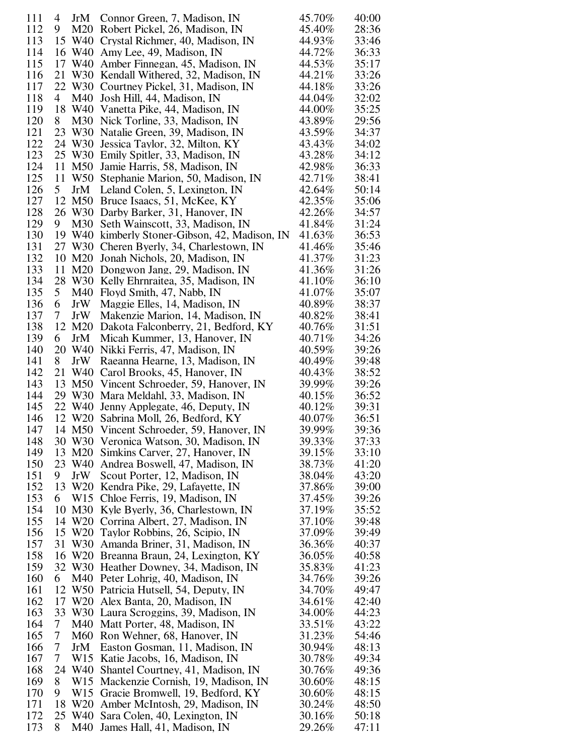| | | | | | |
|---|---|---|---|---|---|
| 111 | 4 | JrM | Connor Green, 7, Madison, IN | 45.70% | 40:00 |
| 112 | 9 | M20 | Robert Pickel, 26, Madison, IN | 45.40% | 28:36 |
| 113 | 15 | W40 | Crystal Richmer, 40, Madison, IN | 44.93% | 33:46 |
| 114 | 16 | W40 | Amy Lee, 49, Madison, IN | 44.72% | 36:33 |
| 115 | 17 | W40 | Amber Finnegan, 45, Madison, IN | 44.53% | 35:17 |
| 116 | 21 | W30 | Kendall Withered, 32, Madison, IN | 44.21% | 33:26 |
| 117 | 22 | W30 | Courtney Pickel, 31, Madison, IN | 44.18% | 33:26 |
| 118 | 4 | M40 | Josh Hill, 44, Madison, IN | 44.04% | 32:02 |
| 119 | 18 | W40 | Vanetta Pike, 44, Madison, IN | 44.00% | 35:25 |
| 120 | 8 | M30 | Nick Torline, 33, Madison, IN | 43.89% | 29:56 |
| 121 | 23 | W30 | Natalie Green, 39, Madison, IN | 43.59% | 34:37 |
| 122 | 24 | W30 | Jessica Taylor, 32, Milton, KY | 43.43% | 34:02 |
| 123 | 25 | W30 | Emily Spitler, 33, Madison, IN | 43.28% | 34:12 |
| 124 | 11 | M50 | Jamie Harris, 58, Madison, IN | 42.98% | 36:33 |
| 125 | 11 | W50 | Stephanie Marion, 50, Madison, IN | 42.71% | 38:41 |
| 126 | 5 | JrM | Leland Colen, 5, Lexington, IN | 42.64% | 50:14 |
| 127 | 12 | M50 | Bruce Isaacs, 51, McKee, KY | 42.35% | 35:06 |
| 128 | 26 | W30 | Darby Barker, 31, Hanover, IN | 42.26% | 34:57 |
| 129 | 9 | M30 | Seth Wainscott, 33, Madison, IN | 41.84% | 31:24 |
| 130 | 19 | W40 | kimberly Stoner-Gibson, 42, Madison, IN | 41.63% | 36:53 |
| 131 | 27 | W30 | Cheren Byerly, 34, Charlestown, IN | 41.46% | 35:46 |
| 132 | 10 | M20 | Jonah Nichols, 20, Madison, IN | 41.37% | 31:23 |
| 133 | 11 | M20 | Dongwon Jang, 29, Madison, IN | 41.36% | 31:26 |
| 134 | 28 | W30 | Kelly Ehrnraitea, 35, Madison, IN | 41.10% | 36:10 |
| 135 | 5 | M40 | Floyd Smith, 47, Nabb, IN | 41.07% | 35:07 |
| 136 | 6 | JrW | Maggie Elles, 14, Madison, IN | 40.89% | 38:37 |
| 137 | 7 | JrW | Makenzie Marion, 14, Madison, IN | 40.82% | 38:41 |
| 138 | 12 | M20 | Dakota Falconberry, 21, Bedford, KY | 40.76% | 31:51 |
| 139 | 6 | JrM | Micah Kummer, 13, Hanover, IN | 40.71% | 34:26 |
| 140 | 20 | W40 | Nikki Ferris, 47, Madison, IN | 40.59% | 39:26 |
| 141 | 8 | JrW | Raeanna Hearne, 13, Madison, IN | 40.49% | 39:48 |
| 142 | 21 | W40 | Carol Brooks, 45, Hanover, IN | 40.43% | 38:52 |
| 143 | 13 | M50 | Vincent Schroeder, 59, Hanover, IN | 39.99% | 39:26 |
| 144 | 29 | W30 | Mara Meldahl, 33, Madison, IN | 40.15% | 36:52 |
| 145 | 22 | W40 | Jenny Applegate, 46, Deputy, IN | 40.12% | 39:31 |
| 146 | 12 | W20 | Sabrina Moll, 26, Bedford, KY | 40.07% | 36:51 |
| 147 | 14 | M50 | Vincent Schroeder, 59, Hanover, IN | 39.99% | 39:36 |
| 148 | 30 | W30 | Veronica Watson, 30, Madison, IN | 39.33% | 37:33 |
| 149 | 13 | M20 | Simkins Carver, 27, Hanover, IN | 39.15% | 33:10 |
| 150 | 23 | W40 | Andrea Boswell, 47, Madison, IN | 38.73% | 41:20 |
| 151 | 9 | JrW | Scout Porter, 12, Madison, IN | 38.04% | 43:20 |
| 152 | 13 | W20 | Kendra Pike, 29, Lafayette, IN | 37.86% | 39:00 |
| 153 | 6 | W15 | Chloe Ferris, 19, Madison, IN | 37.45% | 39:26 |
| 154 | 10 | M30 | Kyle Byerly, 36, Charlestown, IN | 37.19% | 35:52 |
| 155 | 14 | W20 | Corrina Albert, 27, Madison, IN | 37.10% | 39:48 |
| 156 | 15 | W20 | Taylor Robbins, 26, Scipio, IN | 37.09% | 39:49 |
| 157 | 31 | W30 | Amanda Briner, 31, Madison, IN | 36.36% | 40:37 |
| 158 | 16 | W20 | Breanna Braun, 24, Lexington, KY | 36.05% | 40:58 |
| 159 | 32 | W30 | Heather Downey, 34, Madison, IN | 35.83% | 41:23 |
| 160 | 6 | M40 | Peter Lohrig, 40, Madison, IN | 34.76% | 39:26 |
| 161 | 12 | W50 | Patricia Hutsell, 54, Deputy, IN | 34.70% | 49:47 |
| 162 | 17 | W20 | Alex Banta, 20, Madison, IN | 34.61% | 42:40 |
| 163 | 33 | W30 | Laura Scroggins, 39, Madison, IN | 34.00% | 44:23 |
| 164 | 7 | M40 | Matt Porter, 48, Madison, IN | 33.51% | 43:22 |
| 165 | 7 | M60 | Ron Wehner, 68, Hanover, IN | 31.23% | 54:46 |
| 166 | 7 | JrM | Easton Gosman, 11, Madison, IN | 30.94% | 48:13 |
| 167 | 7 | W15 | Katie Jacobs, 16, Madison, IN | 30.78% | 49:34 |
| 168 | 24 | W40 | Shantel Courtney, 41, Madison, IN | 30.76% | 49:36 |
| 169 | 8 | W15 | Mackenzie Cornish, 19, Madison, IN | 30.60% | 48:15 |
| 170 | 9 | W15 | Gracie Bromwell, 19, Bedford, KY | 30.60% | 48:15 |
| 171 | 18 | W20 | Amber McIntosh, 29, Madison, IN | 30.24% | 48:50 |
| 172 | 25 | W40 | Sara Colen, 40, Lexington, IN | 30.16% | 50:18 |
| 173 | 8 | M40 | James Hall, 41, Madison, IN | 29.26% | 47:11 |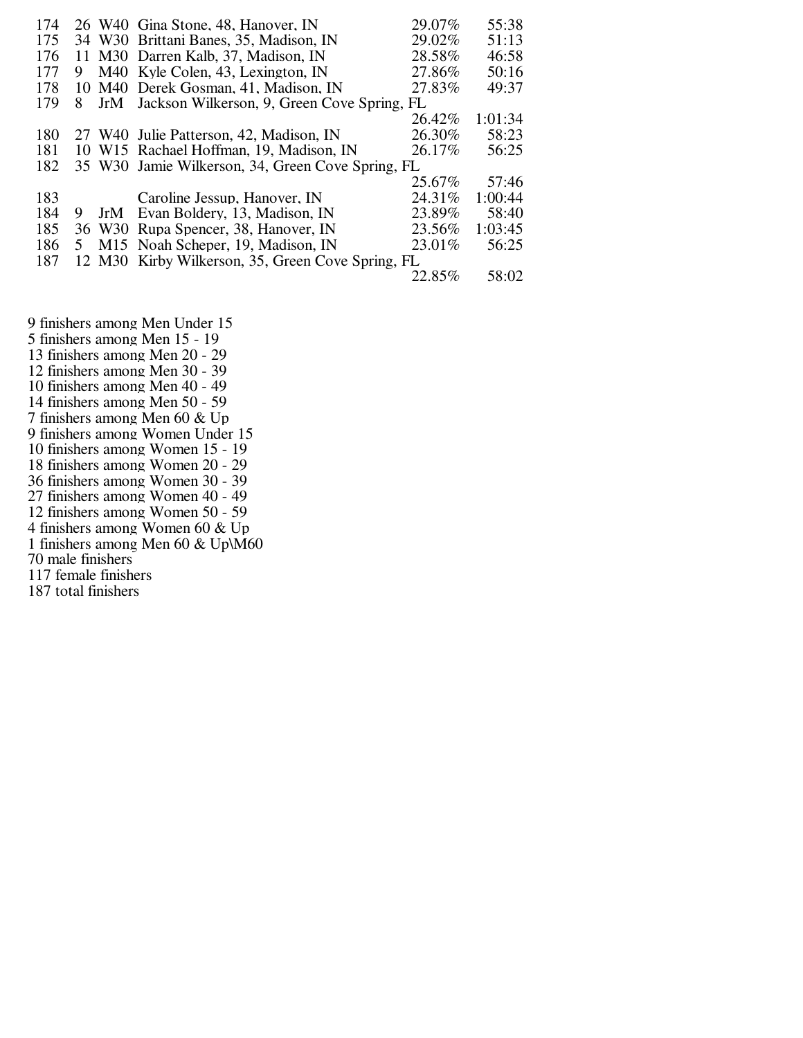| | | | | | |
|---|---|---|---|---|---|
| 174 | 26 | W40 | Gina Stone, 48, Hanover, IN | 29.07% | 55:38 |
| 175 | 34 | W30 | Brittani Banes, 35, Madison, IN | 29.02% | 51:13 |
| 176 | 11 | M30 | Darren Kalb, 37, Madison, IN | 28.58% | 46:58 |
| 177 | 9 | M40 | Kyle Colen, 43, Lexington, IN | 27.86% | 50:16 |
| 178 | 10 | M40 | Derek Gosman, 41, Madison, IN | 27.83% | 49:37 |
| 179 | 8 | JrM | Jackson Wilkerson, 9, Green Cove Spring, FL | 26.42% | 1:01:34 |
| 180 | 27 | W40 | Julie Patterson, 42, Madison, IN | 26.30% | 58:23 |
| 181 | 10 | W15 | Rachael Hoffman, 19, Madison, IN | 26.17% | 56:25 |
| 182 | 35 | W30 | Jamie Wilkerson, 34, Green Cove Spring, FL | 25.67% | 57:46 |
| 183 | | | Caroline Jessup, Hanover, IN | 24.31% | 1:00:44 |
| 184 | 9 | JrM | Evan Boldery, 13, Madison, IN | 23.89% | 58:40 |
| 185 | 36 | W30 | Rupa Spencer, 38, Hanover, IN | 23.56% | 1:03:45 |
| 186 | 5 | M15 | Noah Scheper, 19, Madison, IN | 23.01% | 56:25 |
| 187 | 12 | M30 | Kirby Wilkerson, 35, Green Cove Spring, FL | 22.85% | 58:02 |

9 finishers among Men Under 15
5 finishers among Men 15 - 19
13 finishers among Men 20 - 29
12 finishers among Men 30 - 39
10 finishers among Men 40 - 49
14 finishers among Men 50 - 59
7 finishers among Men 60 & Up
9 finishers among Women Under 15
10 finishers among Women 15 - 19
18 finishers among Women 20 - 29
36 finishers among Women 30 - 39
27 finishers among Women 40 - 49
12 finishers among Women 50 - 59
4 finishers among Women 60 & Up
1 finishers among Men 60 & Up\M60
70 male finishers
117 female finishers
187 total finishers